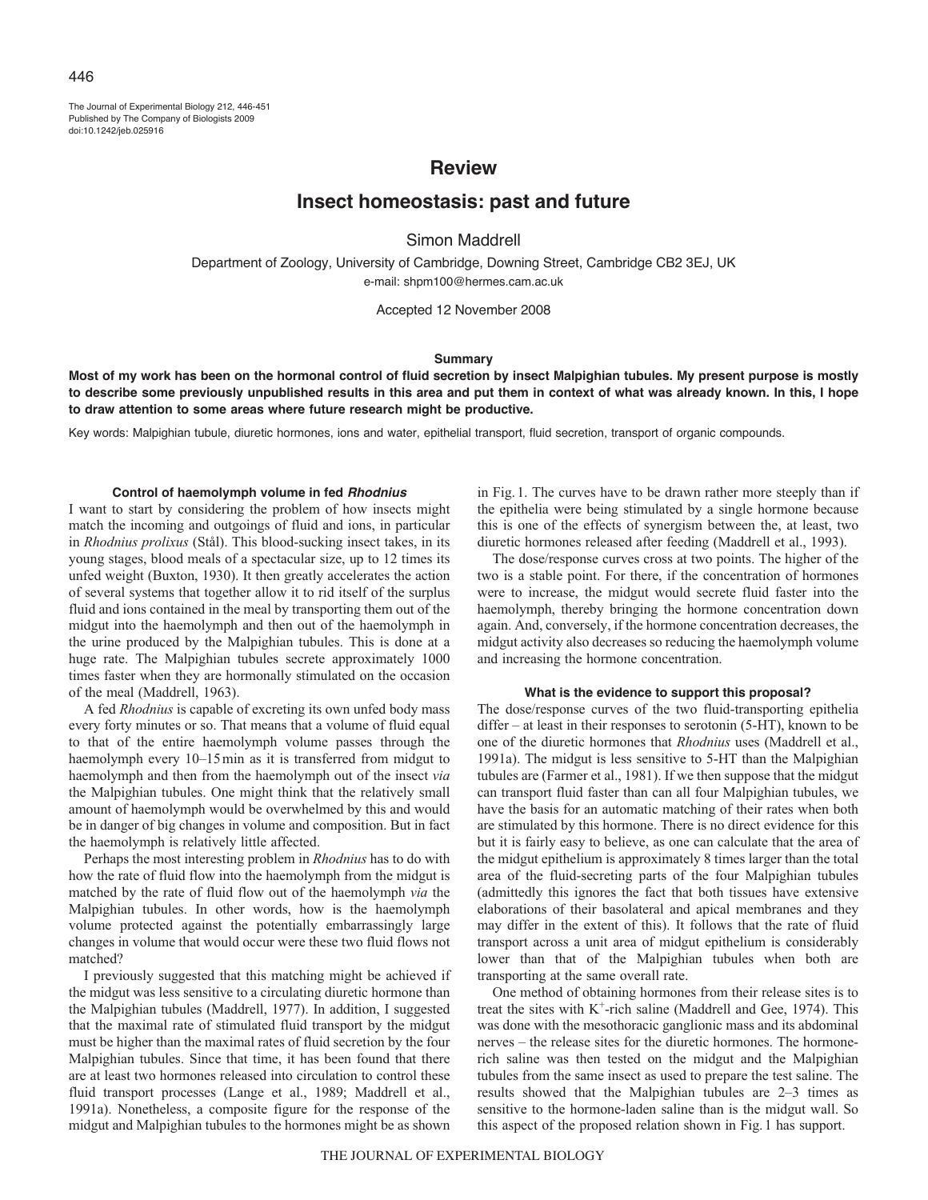# Review

# Insect homeostasis: past and future

Simon Maddrell

Department of Zoology, University of Cambridge, Downing Street, Cambridge CB2 3EJ, UK

e-mail: shpm100@hermes.cam.ac.uk

Accepted 12 November 2008

## Summary

**Most of my work has been on the hormonal control of fluid secretion by insect Malpighian tubules. My present purpose is mostly to describe some previously unpublished results in this area and put them in context of what was already known. In this, I hope to draw attention to some areas where future research might be productive.**

Key words: Malpighian tubule, diuretic hormones, ions and water, epithelial transport, fluid secretion, transport of organic compounds.

### Control of haemolymph volume in fed *Rhodnius*

I want to start by considering the problem of how insects might match the incoming and outgoings of fluid and ions, in particular in *Rhodnius prolixus* (Stål). This blood-sucking insect takes, in its young stages, blood meals of a spectacular size, up to 12 times its unfed weight (Buxton, 1930). It then greatly accelerates the action of several systems that together allow it to rid itself of the surplus fluid and ions contained in the meal by transporting them out of the midgut into the haemolymph and then out of the haemolymph in the urine produced by the Malpighian tubules. This is done at a huge rate. The Malpighian tubules secrete approximately 1000 times faster when they are hormonally stimulated on the occasion of the meal (Maddrell, 1963).

A fed *Rhodnius* is capable of excreting its own unfed body mass every forty minutes or so. That means that a volume of fluid equal to that of the entire haemolymph volume passes through the haemolymph every 10–15 min as it is transferred from midgut to haemolymph and then from the haemolymph out of the insect *via* the Malpighian tubules. One might think that the relatively small amount of haemolymph would be overwhelmed by this and would be in danger of big changes in volume and composition. But in fact the haemolymph is relatively little affected.

Perhaps the most interesting problem in *Rhodnius* has to do with how the rate of fluid flow into the haemolymph from the midgut is matched by the rate of fluid flow out of the haemolymph *via* the Malpighian tubules. In other words, how is the haemolymph volume protected against the potentially embarrassingly large changes in volume that would occur were these two fluid flows not matched?

I previously suggested that this matching might be achieved if the midgut was less sensitive to a circulating diuretic hormone than the Malpighian tubules (Maddrell, 1977). In addition, I suggested that the maximal rate of stimulated fluid transport by the midgut must be higher than the maximal rates of fluid secretion by the four Malpighian tubules. Since that time, it has been found that there are at least two hormones released into circulation to control these fluid transport processes (Lange et al., 1989; Maddrell et al., 1991a). Nonetheless, a composite figure for the response of the midgut and Malpighian tubules to the hormones might be as shown in Fig. 1. The curves have to be drawn rather more steeply than if the epithelia were being stimulated by a single hormone because this is one of the effects of synergism between the, at least, two diuretic hormones released after feeding (Maddrell et al., 1993).

The dose/response curves cross at two points. The higher of the two is a stable point. For there, if the concentration of hormones were to increase, the midgut would secrete fluid faster into the haemolymph, thereby bringing the hormone concentration down again. And, conversely, if the hormone concentration decreases, the midgut activity also decreases so reducing the haemolymph volume and increasing the hormone concentration.

### What is the evidence to support this proposal?

The dose/response curves of the two fluid-transporting epithelia differ – at least in their responses to serotonin (5-HT), known to be one of the diuretic hormones that *Rhodnius* uses (Maddrell et al., 1991a). The midgut is less sensitive to 5-HT than the Malpighian tubules are (Farmer et al., 1981). If we then suppose that the midgut can transport fluid faster than can all four Malpighian tubules, we have the basis for an automatic matching of their rates when both are stimulated by this hormone. There is no direct evidence for this but it is fairly easy to believe, as one can calculate that the area of the midgut epithelium is approximately 8 times larger than the total area of the fluid-secreting parts of the four Malpighian tubules (admittedly this ignores the fact that both tissues have extensive elaborations of their basolateral and apical membranes and they may differ in the extent of this). It follows that the rate of fluid transport across a unit area of midgut epithelium is considerably lower than that of the Malpighian tubules when both are transporting at the same overall rate.

One method of obtaining hormones from their release sites is to treat the sites with $K^+$-rich saline (Maddrell and Gee, 1974). This was done with the mesothoracic ganglionic mass and its abdominal nerves – the release sites for the diuretic hormones. The hormone-rich saline was then tested on the midgut and the Malpighian tubules from the same insect as used to prepare the test saline. The results showed that the Malpighian tubules are 2–3 times as sensitive to the hormone-laden saline than is the midgut wall. So this aspect of the proposed relation shown in Fig. 1 has support.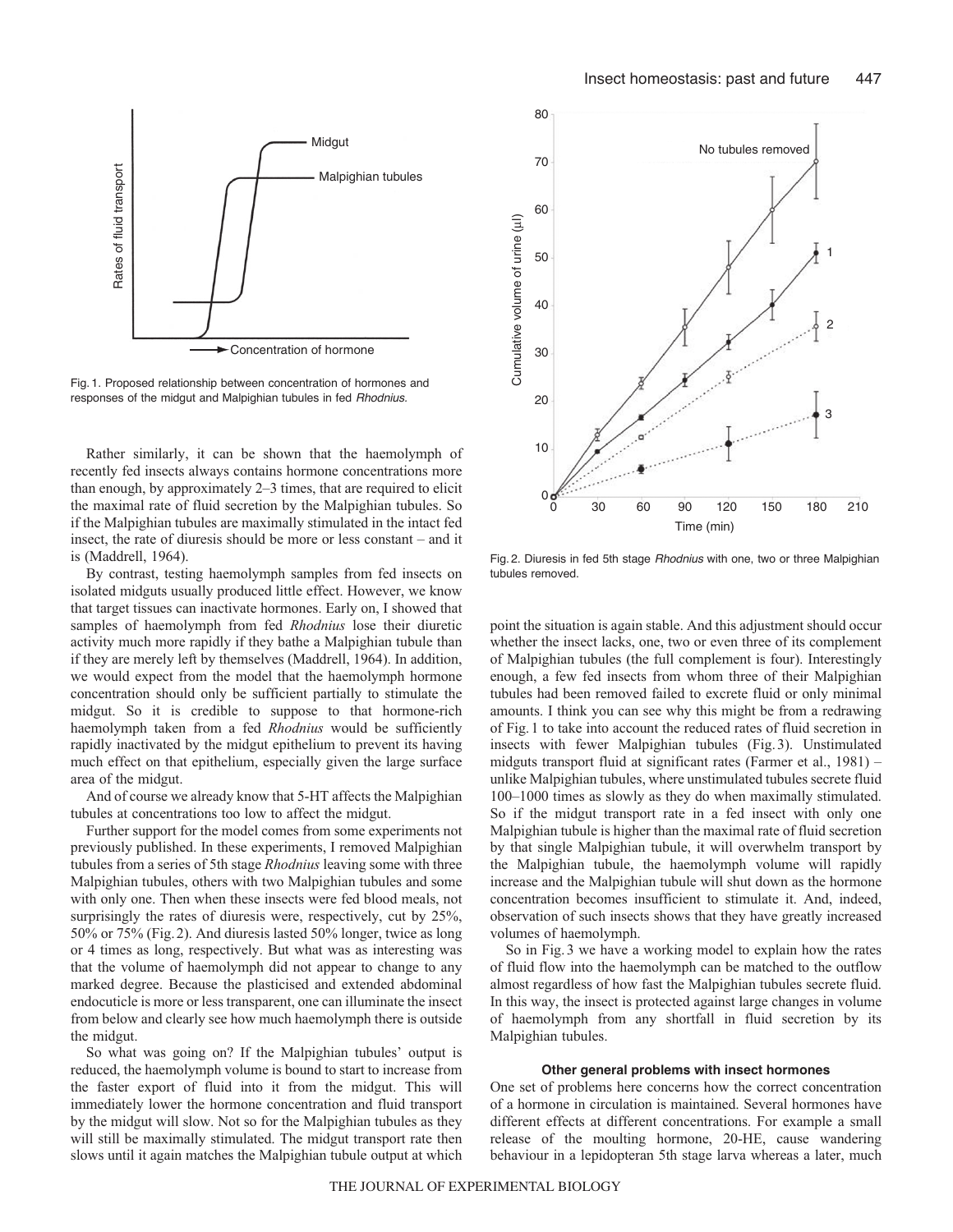Fig. 1. Proposed relationship between concentration of hormones and responses of the midgut and Malpighian tubules in fed *Rhodnius*.

Rather similarly, it can be shown that the haemolymph of recently fed insects always contains hormone concentrations more than enough, by approximately 2–3 times, that are required to elicit the maximal rate of fluid secretion by the Malpighian tubules. So if the Malpighian tubules are maximally stimulated in the intact fed insect, the rate of diuresis should be more or less constant – and it is (Maddrell, 1964).

By contrast, testing haemolymph samples from fed insects on isolated midguts usually produced little effect. However, we know that target tissues can inactivate hormones. Early on, I showed that samples of haemolymph from fed *Rhodnius* lose their diuretic activity much more rapidly if they bathe a Malpighian tubule than if they are merely left by themselves (Maddrell, 1964). In addition, we would expect from the model that the haemolymph hormone concentration should only be sufficient partially to stimulate the midgut. So it is credible to suppose to that hormone-rich haemolymph taken from a fed *Rhodnius* would be sufficiently rapidly inactivated by the midgut epithelium to prevent its having much effect on that epithelium, especially given the large surface area of the midgut.

And of course we already know that 5-HT affects the Malpighian tubules at concentrations too low to affect the midgut.

Further support for the model comes from some experiments not previously published. In these experiments, I removed Malpighian tubules from a series of 5th stage *Rhodnius* leaving some with three Malpighian tubules, others with two Malpighian tubules and some with only one. Then when these insects were fed blood meals, not surprisingly the rates of diuresis were, respectively, cut by 25%, 50% or 75% (Fig. 2). And diuresis lasted 50% longer, twice as long or 4 times as long, respectively. But what was as interesting was that the volume of haemolymph did not appear to change to any marked degree. Because the plasticised and extended abdominal endocuticle is more or less transparent, one can illuminate the insect from below and clearly see how much haemolymph there is outside the midgut.

So what was going on? If the Malpighian tubules' output is reduced, the haemolymph volume is bound to start to increase from the faster export of fluid into it from the midgut. This will immediately lower the hormone concentration and fluid transport by the midgut will slow. Not so for the Malpighian tubules as they will still be maximally stimulated. The midgut transport rate then slows until it again matches the Malpighian tubule output at which point the situation is again stable. And this adjustment should occur whether the insect lacks, one, two or even three of its complement of Malpighian tubules (the full complement is four). Interestingly enough, a few fed insects from whom three of their Malpighian tubules had been removed failed to excrete fluid or only minimal amounts. I think you can see why this might be from a redrawing of Fig. 1 to take into account the reduced rates of fluid secretion in insects with fewer Malpighian tubules (Fig. 3). Unstimulated midguts transport fluid at significant rates (Farmer et al., 1981) – unlike Malpighian tubules, where unstimulated tubules secrete fluid 100–1000 times as slowly as they do when maximally stimulated. So if the midgut transport rate in a fed insect with only one Malpighian tubule is higher than the maximal rate of fluid secretion by that single Malpighian tubule, it will overwhelm transport by the Malpighian tubule, the haemolymph volume will rapidly increase and the Malpighian tubule will shut down as the hormone concentration becomes insufficient to stimulate it. And, indeed, observation of such insects shows that they have greatly increased volumes of haemolymph.

Fig. 2. Diuresis in fed 5th stage *Rhodnius* with one, two or three Malpighian tubules removed.

So in Fig. 3 we have a working model to explain how the rates of fluid flow into the haemolymph can be matched to the outflow almost regardless of how fast the Malpighian tubules secrete fluid. In this way, the insect is protected against large changes in volume of haemolymph from any shortfall in fluid secretion by its Malpighian tubules.

### Other general problems with insect hormones

One set of problems here concerns how the correct concentration of a hormone in circulation is maintained. Several hormones have different effects at different concentrations. For example a small release of the moulting hormone, 20-HE, cause wandering behaviour in a lepidopteran 5th stage larva whereas a later, much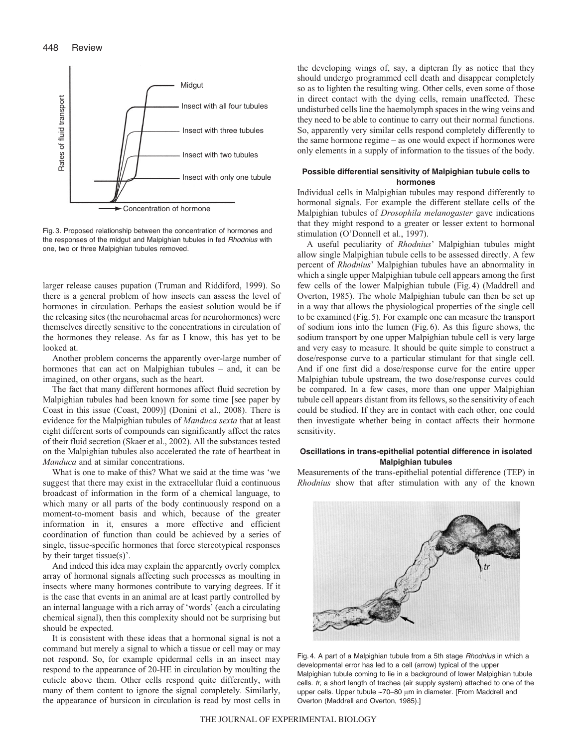Fig. 3. Proposed relationship between the concentration of hormones and the responses of the midgut and Malpighian tubules in fed *Rhodnius* with one, two or three Malpighian tubules removed.

larger release causes pupation (Truman and Riddiford, 1999). So there is a general problem of how insects can assess the level of hormones in circulation. Perhaps the easiest solution would be if the releasing sites (the neurohaemal areas for neurohormones) were themselves directly sensitive to the concentrations in circulation of the hormones they release. As far as I know, this has yet to be looked at.

Another problem concerns the apparently over-large number of hormones that can act on Malpighian tubules – and, it can be imagined, on other organs, such as the heart.

The fact that many different hormones affect fluid secretion by Malpighian tubules had been known for some time [see paper by Coast in this issue (Coast, 2009)] (Donini et al., 2008). There is evidence for the Malpighian tubules of *Manduca sexta* that at least eight different sorts of compounds can significantly affect the rates of their fluid secretion (Skaer et al., 2002). All the substances tested on the Malpighian tubules also accelerated the rate of heartbeat in *Manduca* and at similar concentrations.

What is one to make of this? What we said at the time was 'we suggest that there may exist in the extracellular fluid a continuous broadcast of information in the form of a chemical language, to which many or all parts of the body continuously respond on a moment-to-moment basis and which, because of the greater information in it, ensures a more effective and efficient coordination of function than could be achieved by a series of single, tissue-specific hormones that force stereotypical responses by their target tissue(s)'.

And indeed this idea may explain the apparently overly complex array of hormonal signals affecting such processes as moulting in insects where many hormones contribute to varying degrees. If it is the case that events in an animal are at least partly controlled by an internal language with a rich array of 'words' (each a circulating chemical signal), then this complexity should not be surprising but should be expected.

It is consistent with these ideas that a hormonal signal is not a command but merely a signal to which a tissue or cell may or may not respond. So, for example epidermal cells in an insect may respond to the appearance of 20-HE in circulation by moulting the cuticle above them. Other cells respond quite differently, with many of them content to ignore the signal completely. Similarly, the appearance of bursicon in circulation is read by most cells in the developing wings of, say, a dipteran fly as notice that they should undergo programmed cell death and disappear completely so as to lighten the resulting wing. Other cells, even some of those in direct contact with the dying cells, remain unaffected. These undisturbed cells line the haemolymph spaces in the wing veins and they need to be able to continue to carry out their normal functions. So, apparently very similar cells respond completely differently to the same hormone regime – as one would expect if hormones were only elements in a supply of information to the tissues of the body.

### Possible differential sensitivity of Malpighian tubule cells to hormones

Individual cells in Malpighian tubules may respond differently to hormonal signals. For example the different stellate cells of the Malpighian tubules of *Drosophila melanogaster* gave indications that they might respond to a greater or lesser extent to hormonal stimulation (O'Donnell et al., 1997).

A useful peculiarity of *Rhodnius*' Malpighian tubules might allow single Malpighian tubule cells to be assessed directly. A few percent of *Rhodnius*' Malpighian tubules have an abnormality in which a single upper Malpighian tubule cell appears among the first few cells of the lower Malpighian tubule (Fig. 4) (Maddrell and Overton, 1985). The whole Malpighian tubule can then be set up in a way that allows the physiological properties of the single cell to be examined (Fig. 5). For example one can measure the transport of sodium ions into the lumen (Fig. 6). As this figure shows, the sodium transport by one upper Malpighian tubule cell is very large and very easy to measure. It should be quite simple to construct a dose/response curve to a particular stimulant for that single cell. And if one first did a dose/response curve for the entire upper Malpighian tubule upstream, the two dose/response curves could be compared. In a few cases, more than one upper Malpighian tubule cell appears distant from its fellows, so the sensitivity of each could be studied. If they are in contact with each other, one could then investigate whether being in contact affects their hormone sensitivity.

### Oscillations in trans-epithelial potential difference in isolated Malpighian tubules

Measurements of the trans-epithelial potential difference (TEP) in *Rhodnius* show that after stimulation with any of the known

Fig. 4. A part of a Malpighian tubule from a 5th stage *Rhodnius* in which a developmental error has led to a cell (arrow) typical of the upper Malpighian tubule coming to lie in a background of lower Malpighian tubule cells. *tr*, a short length of trachea (air supply system) attached to one of the upper cells. Upper tubule ~70–80 μm in diameter. [From Maddrell and Overton (Maddrell and Overton, 1985).]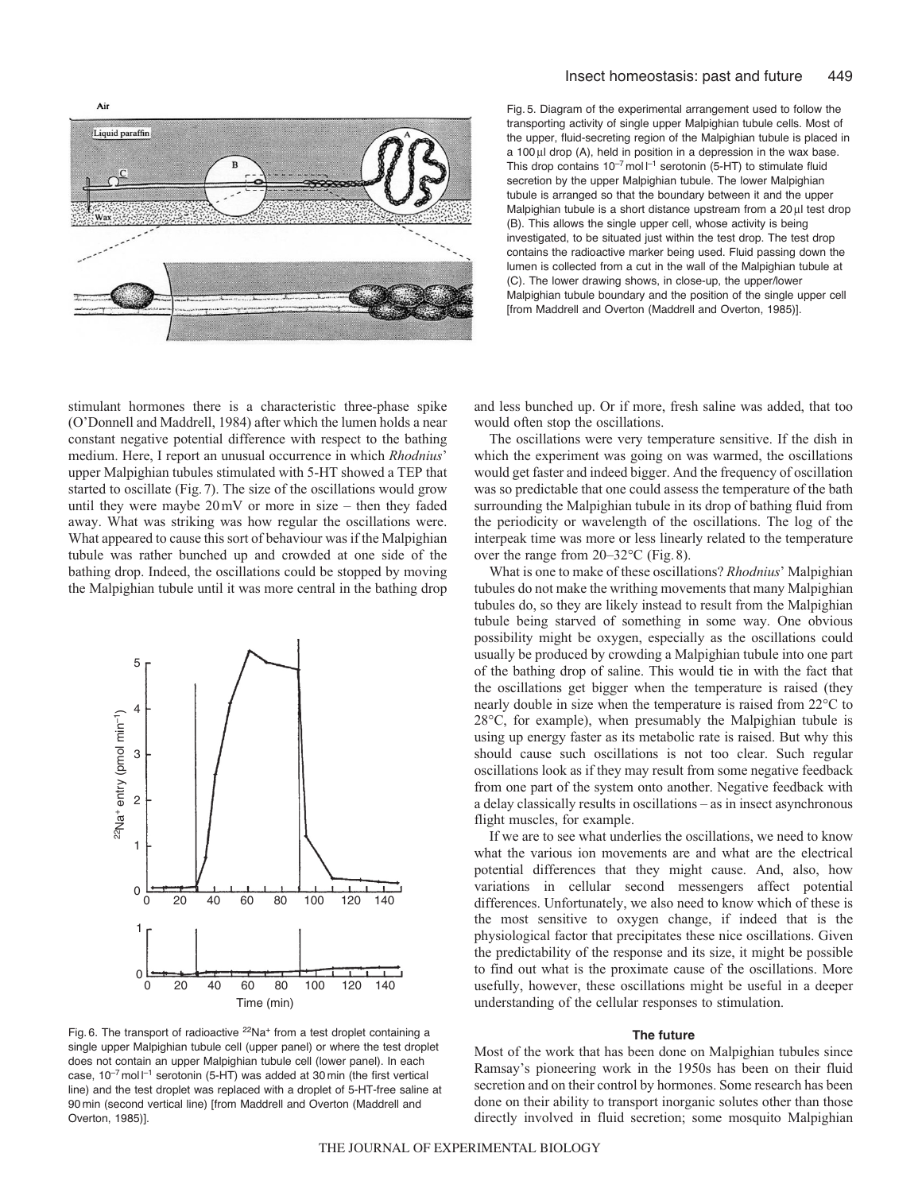Air

Liquid paraffin

Wax

A

B

C

Fig. 5. Diagram of the experimental arrangement used to follow the transporting activity of single upper Malpighian tubule cells. Most of the upper, fluid-secreting region of the Malpighian tubule is placed in a 100 μl drop (A), held in position in a depression in the wax base. This drop contains $10^{-7}$ mol l$^{-1}$ serotonin (5-HT) to stimulate fluid secretion by the upper Malpighian tubule. The lower Malpighian tubule is arranged so that the boundary between it and the upper Malpighian tubule is a short distance upstream from a 20 μl test drop (B). This allows the single upper cell, whose activity is being investigated, to be situated just within the test drop. The test drop contains the radioactive marker being used. Fluid passing down the lumen is collected from a cut in the wall of the Malpighian tubule at (C). The lower drawing shows, in close-up, the upper/lower Malpighian tubule boundary and the position of the single upper cell [from Maddrell and Overton (Maddrell and Overton, 1985)].

stimulant hormones there is a characteristic three-phase spike (O'Donnell and Maddrell, 1984) after which the lumen holds a near constant negative potential difference with respect to the bathing medium. Here, I report an unusual occurrence in which *Rhodnius*' upper Malpighian tubules stimulated with 5-HT showed a TEP that started to oscillate (Fig. 7). The size of the oscillations would grow until they were maybe 20 mV or more in size – then they faded away. What was striking was how regular the oscillations were. What appeared to cause this sort of behaviour was if the Malpighian tubule was rather bunched up and crowded at one side of the bathing drop. Indeed, the oscillations could be stopped by moving the Malpighian tubule until it was more central in the bathing drop and less bunched up. Or if more, fresh saline was added, that too would often stop the oscillations.

$^{22}$Na$^{+}$ entry (pmol min$^{-1}$)

5
4
3
2
1
0
0 20 40 60 80 100 120 140

1
0
0 20 40 60 80 100 120 140

Time (min)

Fig. 6. The transport of radioactive $^{22}Na^{+}$ from a test droplet containing a single upper Malpighian tubule cell (upper panel) or where the test droplet does not contain an upper Malpighian tubule cell (lower panel). In each case, $10^{-7}$ mol l$^{-1}$ serotonin (5-HT) was added at 30 min (the first vertical line) and the test droplet was replaced with a droplet of 5-HT-free saline at 90 min (second vertical line) [from Maddrell and Overton (Maddrell and Overton, 1985)].

The oscillations were very temperature sensitive. If the dish in which the experiment was going on was warmed, the oscillations would get faster and indeed bigger. And the frequency of oscillation was so predictable that one could assess the temperature of the bath surrounding the Malpighian tubule in its drop of bathing fluid from the periodicity or wavelength of the oscillations. The log of the interpeak time was more or less linearly related to the temperature over the range from 20–32°C (Fig. 8).

What is one to make of these oscillations? *Rhodnius*' Malpighian tubules do not make the writhing movements that many Malpighian tubules do, so they are likely instead to result from the Malpighian tubule being starved of something in some way. One obvious possibility might be oxygen, especially as the oscillations could usually be produced by crowding a Malpighian tubule into one part of the bathing drop of saline. This would tie in with the fact that the oscillations get bigger when the temperature is raised (they nearly double in size when the temperature is raised from 22°C to 28°C, for example), when presumably the Malpighian tubule is using up energy faster as its metabolic rate is raised. But why this should cause such oscillations is not too clear. Such regular oscillations look as if they may result from some negative feedback from one part of the system onto another. Negative feedback with a delay classically results in oscillations – as in insect asynchronous flight muscles, for example.

If we are to see what underlies the oscillations, we need to know what the various ion movements are and what are the electrical potential differences that they might cause. And, also, how variations in cellular second messengers affect potential differences. Unfortunately, we also need to know which of these is the most sensitive to oxygen change, if indeed that is the physiological factor that precipitates these nice oscillations. Given the predictability of the response and its size, it might be possible to find out what is the proximate cause of the oscillations. More usefully, however, these oscillations might be useful in a deeper understanding of the cellular responses to stimulation.

## The future

Most of the work that has been done on Malpighian tubules since Ramsay's pioneering work in the 1950s has been on their fluid secretion and on their control by hormones. Some research has been done on their ability to transport inorganic solutes other than those directly involved in fluid secretion; some mosquito Malpighian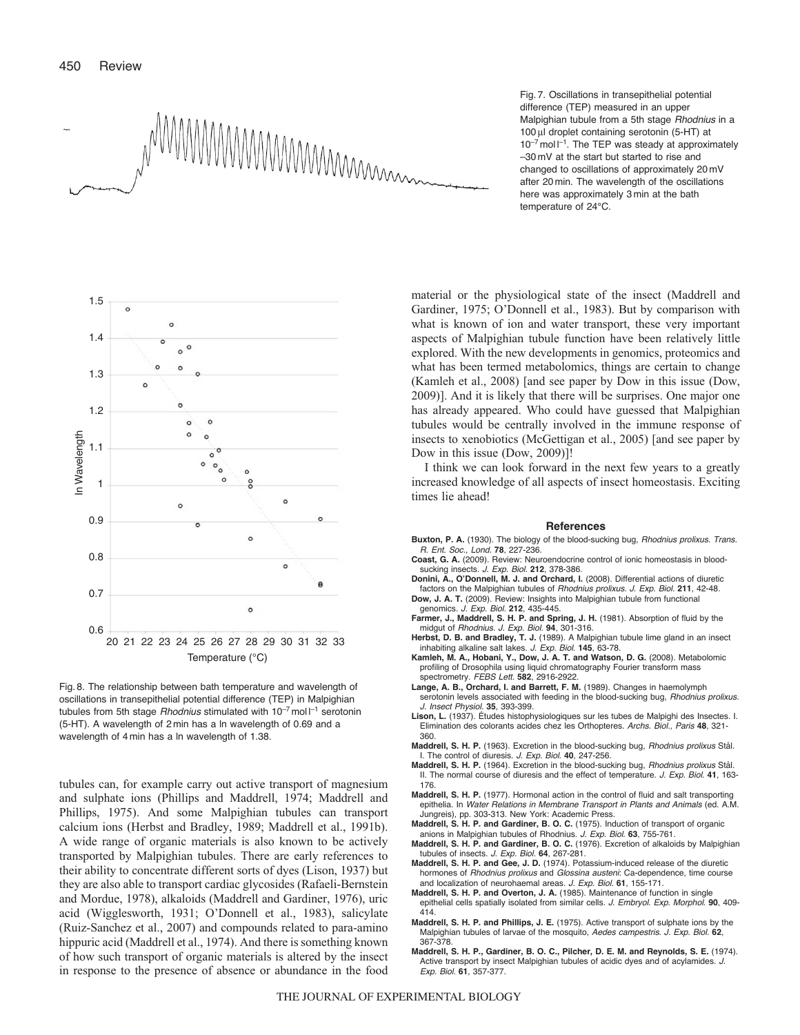Fig. 7. Oscillations in transepithelial potential difference (TEP) measured in an upper Malpighian tubule from a 5th stage *Rhodnius* in a 100 μl droplet containing serotonin (5-HT) at $10^{-7}$ mol $l^{-1}$. The TEP was steady at approximately –30 mV at the start but started to rise and changed to oscillations of approximately 20 mV after 20 min. The wavelength of the oscillations here was approximately 3 min at the bath temperature of 24°C.

Fig. 8. The relationship between bath temperature and wavelength of oscillations in transepithelial potential difference (TEP) in Malpighian tubules from 5th stage *Rhodnius* stimulated with $10^{-7}$ mol $l^{-1}$ serotonin (5-HT). A wavelength of 2 min has a ln wavelength of 0.69 and a wavelength of 4 min has a ln wavelength of 1.38.

tubules can, for example carry out active transport of magnesium and sulphate ions (Phillips and Maddrell, 1974; Maddrell and Phillips, 1975). And some Malpighian tubules can transport calcium ions (Herbst and Bradley, 1989; Maddrell et al., 1991b). A wide range of organic materials is also known to be actively transported by Malpighian tubules. There are early references to their ability to concentrate different sorts of dyes (Lison, 1937) but they are also able to transport cardiac glycosides (Rafaeli-Bernstein and Mordue, 1978), alkaloids (Maddrell and Gardiner, 1976), uric acid (Wigglesworth, 1931; O'Donnell et al., 1983), salicylate (Ruiz-Sanchez et al., 2007) and compounds related to para-amino hippuric acid (Maddrell et al., 1974). And there is something known of how such transport of organic materials is altered by the insect in response to the presence of absence or abundance in the food material or the physiological state of the insect (Maddrell and Gardiner, 1975; O'Donnell et al., 1983). But by comparison with what is known of ion and water transport, these very important aspects of Malpighian tubule function have been relatively little explored. With the new developments in genomics, proteomics and what has been termed metabolomics, things are certain to change (Kamleh et al., 2008) [and see paper by Dow in this issue (Dow, 2009)]. And it is likely that there will be surprises. One major one has already appeared. Who could have guessed that Malpighian tubules would be centrally involved in the immune response of insects to xenobiotics (McGettigan et al., 2005) [and see paper by Dow in this issue (Dow, 2009)]!

I think we can look forward in the next few years to a greatly increased knowledge of all aspects of insect homeostasis. Exciting times lie ahead!

## References

**Buxton, P. A.** (1930). The biology of the blood-sucking bug, *Rhodnius prolixus*. *Trans. R. Ent. Soc., Lond.* **78**, 227-236.

**Coast, G. A.** (2009). Review: Neuroendocrine control of ionic homeostasis in blood-sucking insects. *J. Exp. Biol.* **212**, 378-386.

**Donini, A., O'Donnell, M. J. and Orchard, I.** (2008). Differential actions of diuretic factors on the Malpighian tubules of *Rhodnius prolixus*. *J. Exp. Biol.* **211**, 42-48.

**Dow, J. A. T.** (2009). Review: Insights into Malpighian tubule from functional genomics. *J. Exp. Biol.* **212**, 435-445.

**Farmer, J., Maddrell, S. H. P. and Spring, J. H.** (1981). Absorption of fluid by the midgut of *Rhodnius*. *J. Exp. Biol.* **94**, 301-316.

**Herbst, D. B. and Bradley, T. J.** (1989). A Malpighian tubule lime gland in an insect inhabiting alkaline salt lakes. *J. Exp. Biol.* **145**, 63-78.

**Kamleh, M. A., Hobani, Y., Dow, J. A. T. and Watson, D. G.** (2008). Metabolomic profiling of Drosophila using liquid chromatography Fourier transform mass spectrometry. *FEBS Lett.* **582**, 2916-2922.

**Lange, A. B., Orchard, I. and Barrett, F. M.** (1989). Changes in haemolymph serotonin levels associated with feeding in the blood-sucking bug, *Rhodnius prolixus*. *J. Insect Physiol.* **35**, 393-399.

**Lison, L.** (1937). Études histophysiologiques sur les tubes de Malpighi des Insectes. I. Elimination des colorants acides chez les Orthopteres. *Archs. Biol., Paris* **48**, 321-360.

**Maddrell, S. H. P.** (1963). Excretion in the blood-sucking bug, *Rhodnius prolixus* Stål. I. The control of diuresis. *J. Exp. Biol.* **40**, 247-256.

**Maddrell, S. H. P.** (1964). Excretion in the blood-sucking bug, *Rhodnius prolixus* Stål. II. The normal course of diuresis and the effect of temperature. *J. Exp. Biol.* **41**, 163-176.

**Maddrell, S. H. P.** (1977). Hormonal action in the control of fluid and salt transporting epithelia. In *Water Relations in Membrane Transport in Plants and Animals* (ed. A.M. Jungreis), pp. 303-313. New York: Academic Press.

**Maddrell, S. H. P. and Gardiner, B. O. C.** (1975). Induction of transport of organic anions in Malpighian tubules of Rhodnius. *J. Exp. Biol.* **63**, 755-761.

**Maddrell, S. H. P. and Gardiner, B. O. C.** (1976). Excretion of alkaloids by Malpighian tubules of insects. *J. Exp. Biol.* **64**, 267-281.

**Maddrell, S. H. P. and Gee, J. D.** (1974). Potassium-induced release of the diuretic hormones of *Rhodnius prolixus* and *Glossina austeni*: Ca-dependence, time course and localization of neurohaemal areas. *J. Exp. Biol.* **61**, 155-171.

**Maddrell, S. H. P. and Overton, J. A.** (1985). Maintenance of function in single epithelial cells spatially isolated from similar cells. *J. Embryol. Exp. Morphol.* **90**, 409-414.

**Maddrell, S. H. P. and Phillips, J. E.** (1975). Active transport of sulphate ions by the Malpighian tubules of larvae of the mosquito, *Aedes campestris*. *J. Exp. Biol.* **62**, 367-378.

**Maddrell, S. H. P., Gardiner, B. O. C., Pilcher, D. E. M. and Reynolds, S. E.** (1974). Active transport by insect Malpighian tubules of acidic dyes and of acylamides. *J. Exp. Biol.* **61**, 357-377.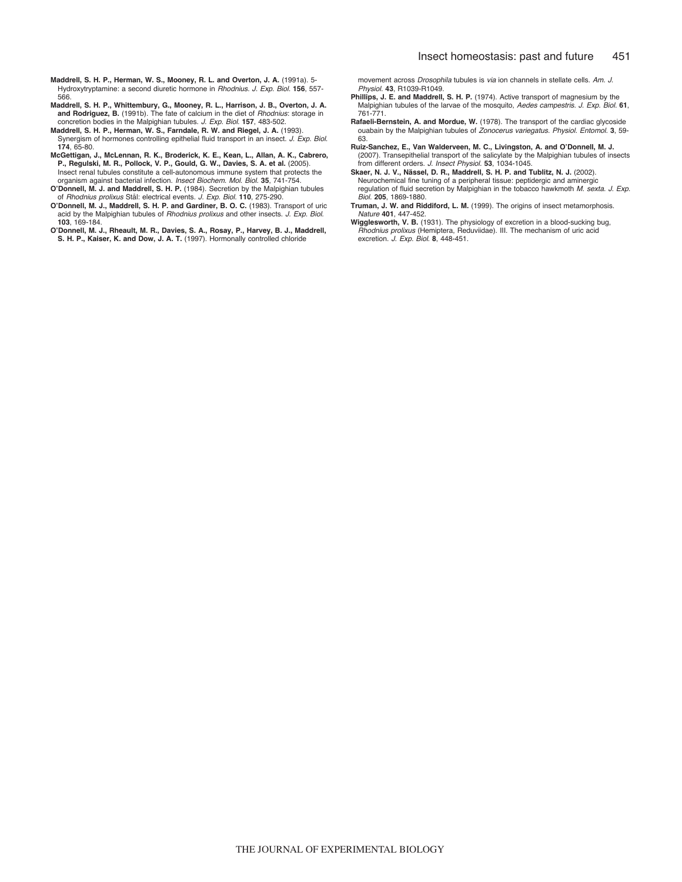**Maddrell, S. H. P., Herman, W. S., Mooney, R. L. and Overton, J. A.** (1991a). 5-Hydroxytryptamine: a second diuretic hormone in *Rhodnius*. *J. Exp. Biol.* **156**, 557-566.

**Maddrell, S. H. P., Whittembury, G., Mooney, R. L., Harrison, J. B., Overton, J. A. and Rodriguez, B.** (1991b). The fate of calcium in the diet of *Rhodnius*: storage in concretion bodies in the Malpighian tubules. *J. Exp. Biol.* **157**, 483-502.

**Maddrell, S. H. P., Herman, W. S., Farndale, R. W. and Riegel, J. A.** (1993). Synergism of hormones controlling epithelial fluid transport in an insect. *J. Exp. Biol.* **174**, 65-80.

**McGettigan, J., McLennan, R. K., Broderick, K. E., Kean, L., Allan, A. K., Cabrero, P., Regulski, M. R., Pollock, V. P., Gould, G. W., Davies, S. A. et al.** (2005). Insect renal tubules constitute a cell-autonomous immune system that protects the organism against bacterial infection. *Insect Biochem. Mol. Biol.* **35**, 741-754.

**O'Donnell, M. J. and Maddrell, S. H. P.** (1984). Secretion by the Malpighian tubules of *Rhodnius prolixus* Stål: electrical events. *J. Exp. Biol.* **110**, 275-290.

**O'Donnell, M. J., Maddrell, S. H. P. and Gardiner, B. O. C.** (1983). Transport of uric acid by the Malpighian tubules of *Rhodnius prolixus* and other insects. *J. Exp. Biol.* **103**, 169-184.

**O'Donnell, M. J., Rheault, M. R., Davies, S. A., Rosay, P., Harvey, B. J., Maddrell, S. H. P., Kaiser, K. and Dow, J. A. T.** (1997). Hormonally controlled chloride movement across *Drosophila* tubules is *via* ion channels in stellate cells. *Am. J. Physiol.* **43**, R1039-R1049.

**Phillips, J. E. and Maddrell, S. H. P.** (1974). Active transport of magnesium by the Malpighian tubules of the larvae of the mosquito, *Aedes campestris*. *J. Exp. Biol.* **61**, 761-771.

**Rafaeli-Bernstein, A. and Mordue, W.** (1978). The transport of the cardiac glycoside ouabain by the Malpighian tubules of *Zonocerus variegatus*. *Physiol. Entomol.* **3**, 59-63.

**Ruiz-Sanchez, E., Van Walderveen, M. C., Livingston, A. and O'Donnell, M. J.** (2007). Transepithelial transport of the salicylate by the Malpighian tubules of insects from different orders. *J. Insect Physiol.* **53**, 1034-1045.

**Skaer, N. J. V., Nässel, D. R., Maddrell, S. H. P. and Tublitz, N. J.** (2002). Neurochemical fine tuning of a peripheral tissue: peptidergic and aminergic regulation of fluid secretion by Malpighian in the tobacco hawkmoth *M. sexta*. *J. Exp. Biol.* **205**, 1869-1880.

**Truman, J. W. and Riddiford, L. M.** (1999). The origins of insect metamorphosis. *Nature* **401**, 447-452.

**Wigglesworth, V. B.** (1931). The physiology of excretion in a blood-sucking bug, *Rhodnius prolixus* (Hemiptera, Reduviidae). III. The mechanism of uric acid excretion. *J. Exp. Biol.* **8**, 448-451.